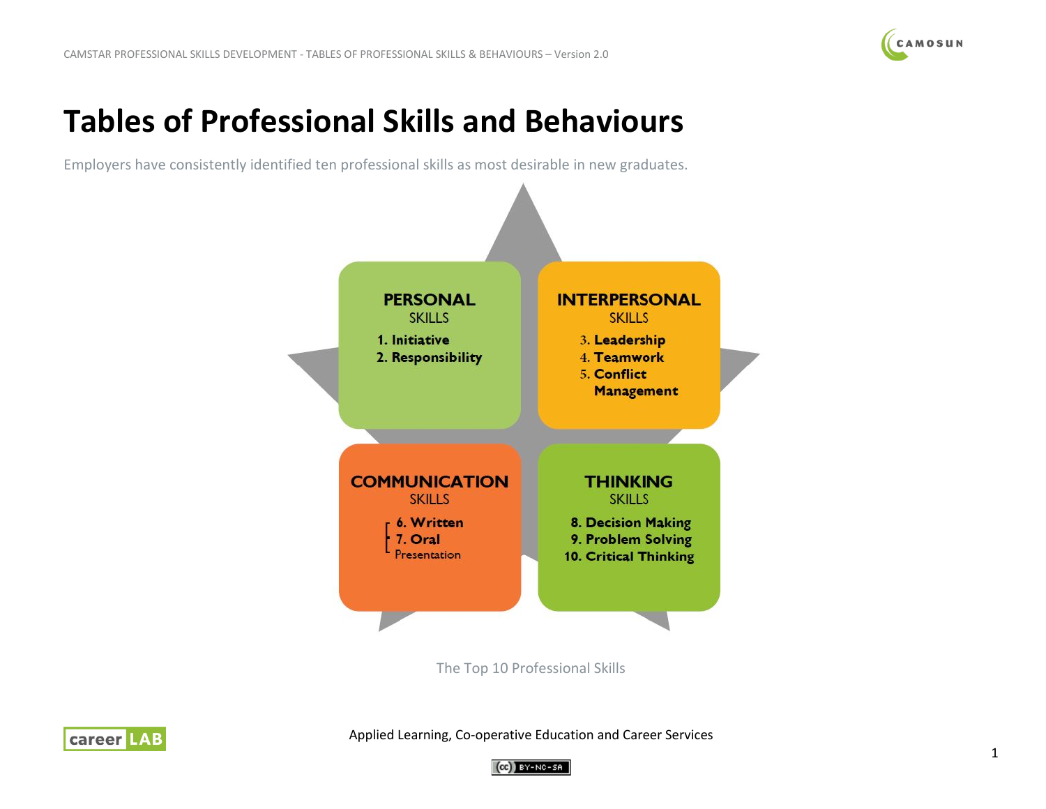# Tables of Professional Skills and Behaviours

Employers have consistently identified ten professional skills as most desirable in new graduates.

**PERSONAL**
SKILLS
1. **Initiative**
2. **Responsibility**

**INTERPERSONAL**
SKILLS
3. **Leadership**
4. **Teamwork**
5. **Conflict Management**

**COMMUNICATION**
SKILLS
6. **Written**
7. **Oral**
Presentation

**THINKING**
SKILLS
8. **Decision Making**
9. **Problem Solving**
10. **Critical Thinking**

The Top 10 Professional Skills

Applied Learning, Co-operative Education and Career Services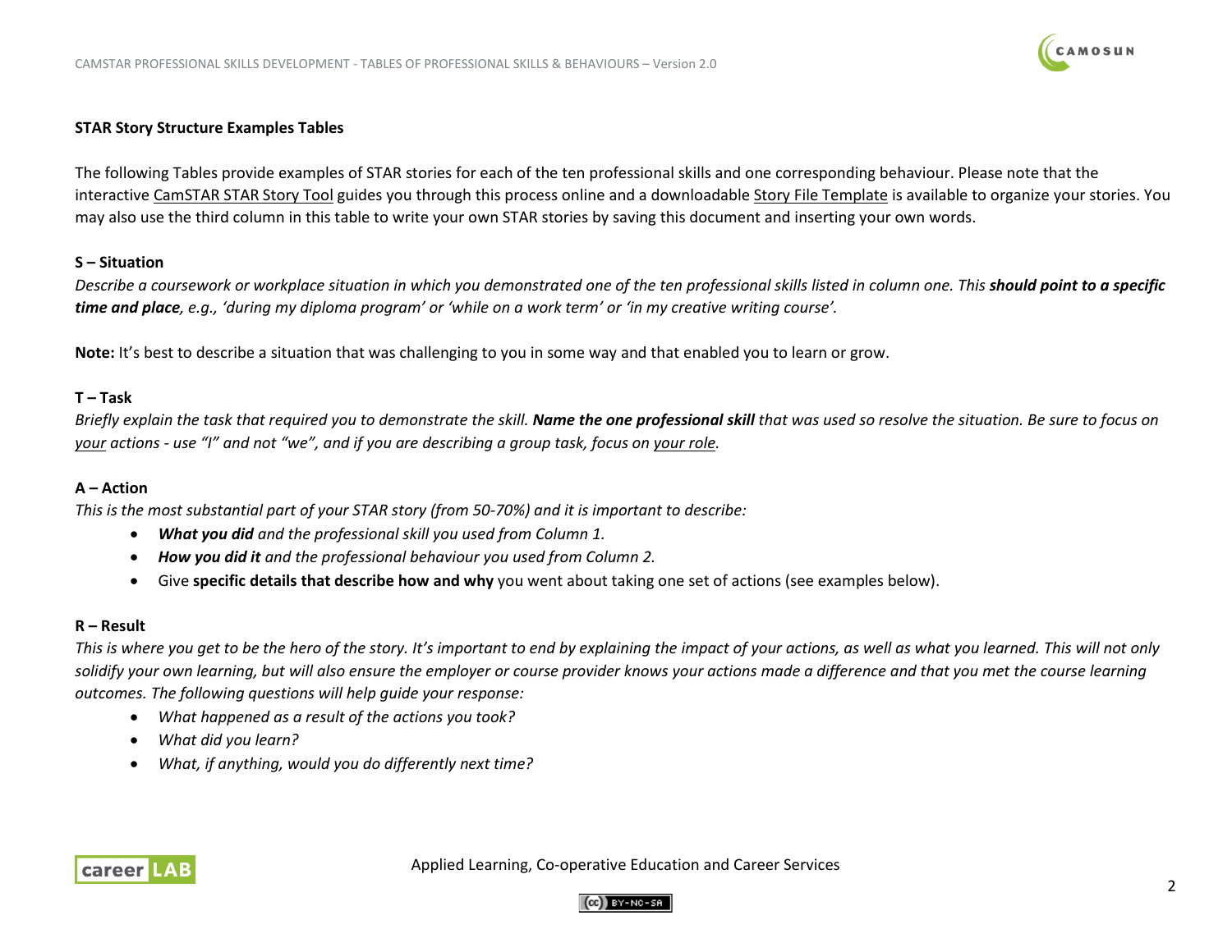### STAR Story Structure Examples Tables

The following Tables provide examples of STAR stories for each of the ten professional skills and one corresponding behaviour. Please note that the interactive CamSTAR STAR Story Tool guides you through this process online and a downloadable Story File Template is available to organize your stories. You may also use the third column in this table to write your own STAR stories by saving this document and inserting your own words.

**S – Situation**

*Describe a coursework or workplace situation in which you demonstrated one of the ten professional skills listed in column one. This* ***should point to a specific time and place****, e.g., 'during my diploma program' or 'while on a work term' or 'in my creative writing course'.*

**Note:** It's best to describe a situation that was challenging to you in some way and that enabled you to learn or grow.

**T – Task**

*Briefly explain the task that required you to demonstrate the skill.* ***Name the one professional skill*** *that was used so resolve the situation. Be sure to focus on your actions - use "I" and not "we", and if you are describing a group task, focus on your role.*

**A – Action**

*This is the most substantial part of your STAR story (from 50-70%) and it is important to describe:*

- ***What you did*** *and the professional skill you used from Column 1.*
- ***How you did it*** *and the professional behaviour you used from Column 2.*
- Give **specific details that describe how and why** you went about taking one set of actions (see examples below).

**R – Result**

*This is where you get to be the hero of the story. It's important to end by explaining the impact of your actions, as well as what you learned. This will not only solidify your own learning, but will also ensure the employer or course provider knows your actions made a difference and that you met the course learning outcomes. The following questions will help guide your response:*

- *What happened as a result of the actions you took?*
- *What did you learn?*
- *What, if anything, would you do differently next time?*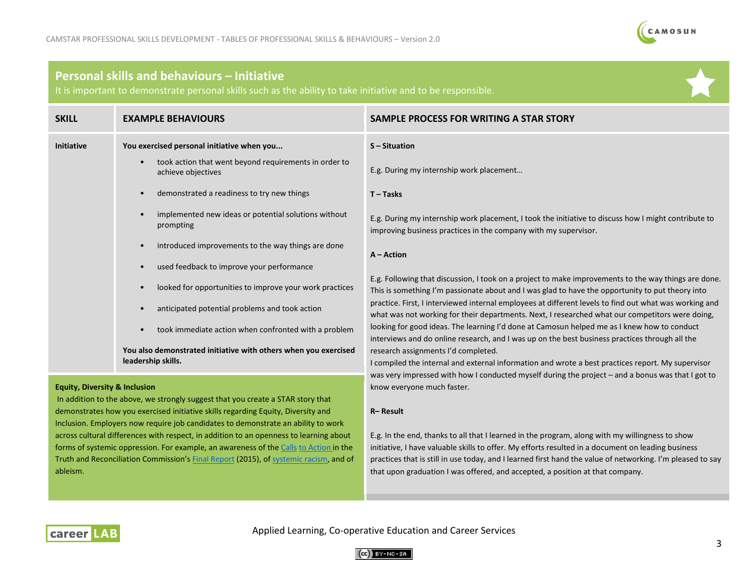## Personal skills and behaviours – Initiative

It is important to demonstrate personal skills such as the ability to take initiative and to be responsible.

| SKILL | EXAMPLE BEHAVIOURS | SAMPLE PROCESS FOR WRITING A STAR STORY |
|---|---|---|
| **Initiative** | **You exercised personal initiative when you...**<br>• took action that went beyond requirements in order to achieve objectives<br>• demonstrated a readiness to try new things<br>• implemented new ideas or potential solutions without prompting<br>• introduced improvements to the way things are done<br>• used feedback to improve your performance<br>• looked for opportunities to improve your work practices<br>• anticipated potential problems and took action<br>• took immediate action when confronted with a problem<br>**You also demonstrated initiative with others when you exercised leadership skills.** | **S – Situation**<br>E.g. During my internship work placement…<br>**T – Tasks**<br>E.g. During my internship work placement, I took the initiative to discuss how I might contribute to improving business practices in the company with my supervisor.<br>**A – Action**<br>E.g. Following that discussion, I took on a project to make improvements to the way things are done. This is something I'm passionate about and I was glad to have the opportunity to put theory into practice. First, I interviewed internal employees at different levels to find out what was working and what was not working for their departments. Next, I researched what our competitors were doing, looking for good ideas. The learning I'd done at Camosun helped me as I knew how to conduct interviews and do online research, and I was up on the best business practices through all the research assignments I'd completed.<br>I compiled the internal and external information and wrote a best practices report. My supervisor was very impressed with how I conducted myself during the project – and a bonus was that I got to know everyone much faster.<br>**R– Result**<br>E.g. In the end, thanks to all that I learned in the program, along with my willingness to show initiative, I have valuable skills to offer. My efforts resulted in a document on leading business practices that is still in use today, and I learned first hand the value of networking. I'm pleased to say that upon graduation I was offered, and accepted, a position at that company. |

**Equity, Diversity & Inclusion**

In addition to the above, we strongly suggest that you create a STAR story that demonstrates how you exercised initiative skills regarding Equity, Diversity and Inclusion. Employers now require job candidates to demonstrate an ability to work across cultural differences with respect, in addition to an openness to learning about forms of systemic oppression. For example, an awareness of the Calls to Action in the Truth and Reconciliation Commission's Final Report (2015), of systemic racism, and of ableism.

Applied Learning, Co-operative Education and Career Services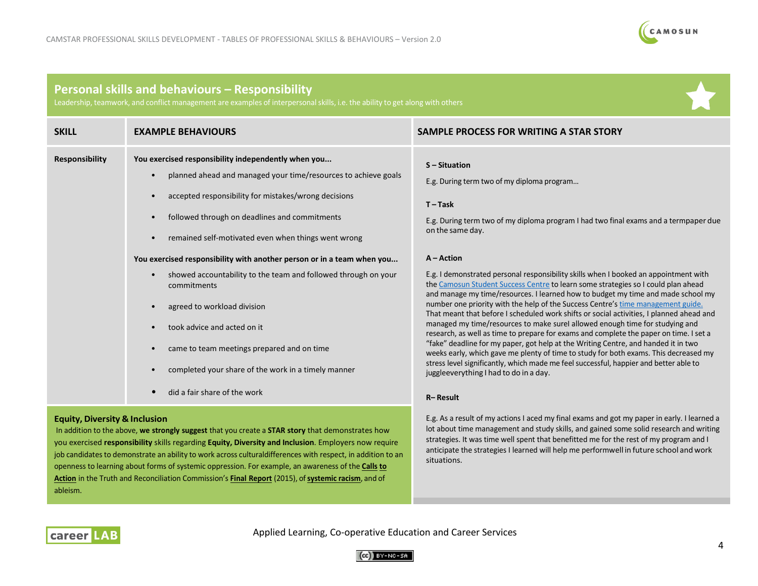## Personal skills and behaviours – Responsibility

Leadership, teamwork, and conflict management are examples of interpersonal skills, i.e. the ability to get along with others

| SKILL | EXAMPLE BEHAVIOURS | SAMPLE PROCESS FOR WRITING A STAR STORY |
|---|---|---|
| **Responsibility** | **You exercised responsibility independently when you...**<br>• planned ahead and managed your time/resources to achieve goals<br>• accepted responsibility for mistakes/wrong decisions<br>• followed through on deadlines and commitments<br>• remained self-motivated even when things went wrong<br>**You exercised responsibility with another person or in a team when you...**<br>• showed accountability to the team and followed through on your commitments<br>• agreed to workload division<br>• took advice and acted on it<br>• came to team meetings prepared and on time<br>• completed your share of the work in a timely manner<br>• did a fair share of the work | **S – Situation**<br>E.g. During term two of my diploma program…<br>**T – Task**<br>E.g. During term two of my diploma program I had two final exams and a termpaper due on the same day.<br>**A – Action**<br>E.g. I demonstrated personal responsibility skills when I booked an appointment with the Camosun Student Success Centre to learn some strategies so I could plan ahead and manage my time/resources. I learned how to budget my time and made school my number one priority with the help of the Success Centre's time management guide. That meant that before I scheduled work shifts or social activities, I planned ahead and managed my time/resources to make surel allowed enough time for studying and research, as well as time to prepare for exams and complete the paper on time. I set a "fake" deadline for my paper, got help at the Writing Centre, and handed it in two weeks early, which gave me plenty of time to study for both exams. This decreased my stress level significantly, which made me feel successful, happier and better able to juggleeverything I had to do in a day.<br>**R– Result**<br>E.g. As a result of my actions I aced my final exams and got my paper in early. I learned a lot about time management and study skills, and gained some solid research and writing strategies. It was time well spent that benefitted me for the rest of my program and I anticipate the strategies I learned will help me performwell in future school and work situations. |

### Equity, Diversity & Inclusion

In addition to the above, **we strongly suggest** that you create a **STAR story** that demonstrates how you exercised **responsibility** skills regarding **Equity, Diversity and Inclusion**. Employers now require job candidates to demonstrate an ability to work across culturaldifferences with respect, in addition to an openness to learning about forms of systemic oppression. For example, an awareness of the **Calls to Action** in the Truth and Reconciliation Commission's **Final Report** (2015), of **systemic racism**, and of ableism.

Applied Learning, Co-operative Education and Career Services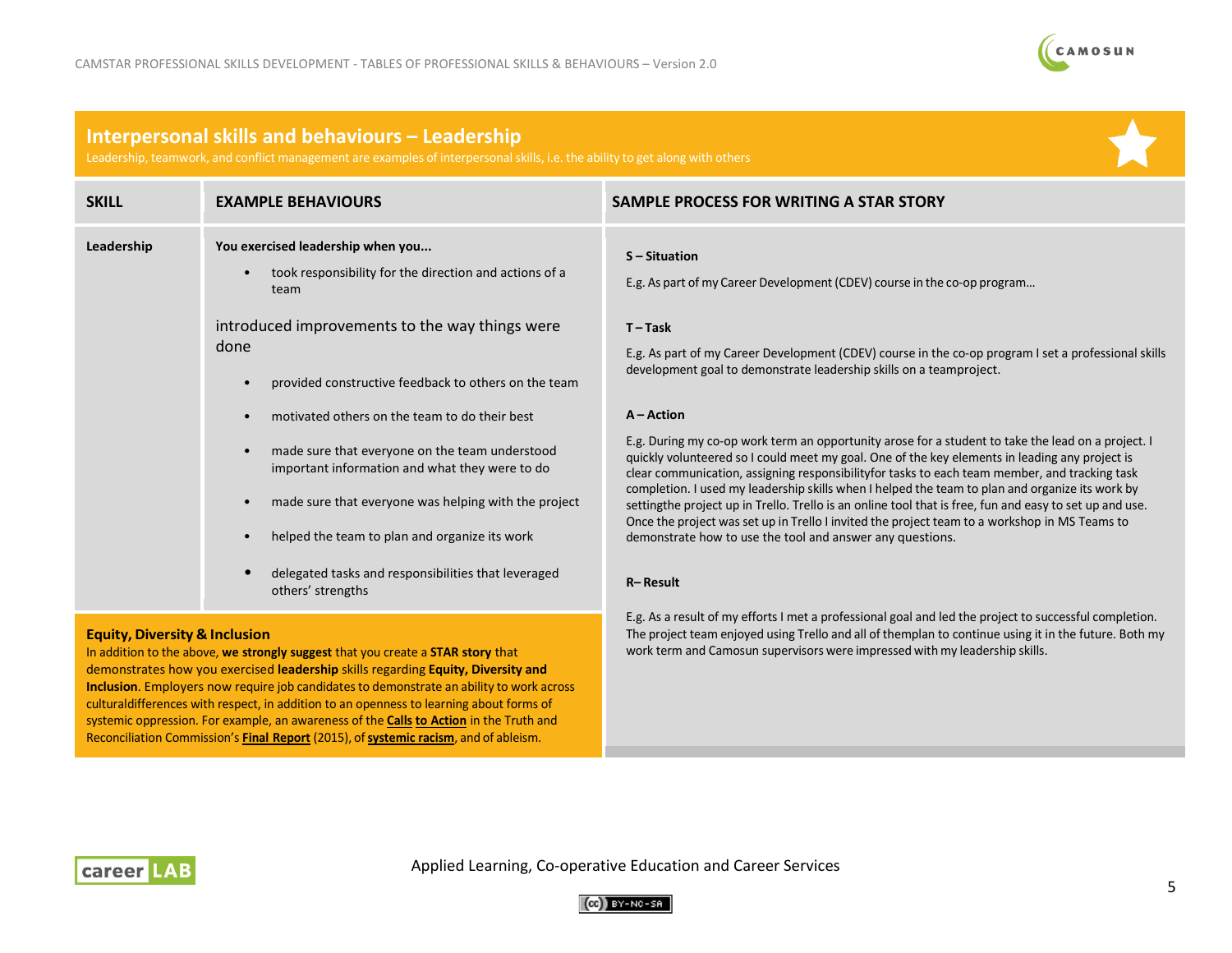## Interpersonal skills and behaviours – Leadership

Leadership, teamwork, and conflict management are examples of interpersonal skills, i.e. the ability to get along with others

| SKILL | EXAMPLE BEHAVIOURS | SAMPLE PROCESS FOR WRITING A STAR STORY |
|---|---|---|
| **Leadership** | **You exercised leadership when you...**<br>• took responsibility for the direction and actions of a team<br>introduced improvements to the way things were done<br>• provided constructive feedback to others on the team<br>• motivated others on the team to do their best<br>• made sure that everyone on the team understood important information and what they were to do<br>• made sure that everyone was helping with the project<br>• helped the team to plan and organize its work<br>• delegated tasks and responsibilities that leveraged others' strengths | **S – Situation**<br>E.g. As part of my Career Development (CDEV) course in the co-op program...<br>**T – Task**<br>E.g. As part of my Career Development (CDEV) course in the co-op program I set a professional skills development goal to demonstrate leadership skills on a teamproject.<br>**A – Action**<br>E.g. During my co-op work term an opportunity arose for a student to take the lead on a project. I quickly volunteered so I could meet my goal. One of the key elements in leading any project is clear communication, assigning responsibilityfor tasks to each team member, and tracking task completion. I used my leadership skills when I helped the team to plan and organize its work by settingthe project up in Trello. Trello is an online tool that is free, fun and easy to set up and use. Once the project was set up in Trello I invited the project team to a workshop in MS Teams to demonstrate how to use the tool and answer any questions.<br>**R– Result**<br>E.g. As a result of my efforts I met a professional goal and led the project to successful completion. The project team enjoyed using Trello and all of themplan to continue using it in the future. Both my work term and Camosun supervisors were impressed with my leadership skills. |

**Equity, Diversity & Inclusion**

In addition to the above, **we strongly suggest** that you create a **STAR story** that demonstrates how you exercised **leadership** skills regarding **Equity, Diversity and Inclusion**. Employers now require job candidates to demonstrate an ability to work across culturaldifferences with respect, in addition to an openness to learning about forms of systemic oppression. For example, an awareness of the **Calls to Action** in the Truth and Reconciliation Commission's **Final Report** (2015), of **systemic racism**, and of ableism.

Applied Learning, Co-operative Education and Career Services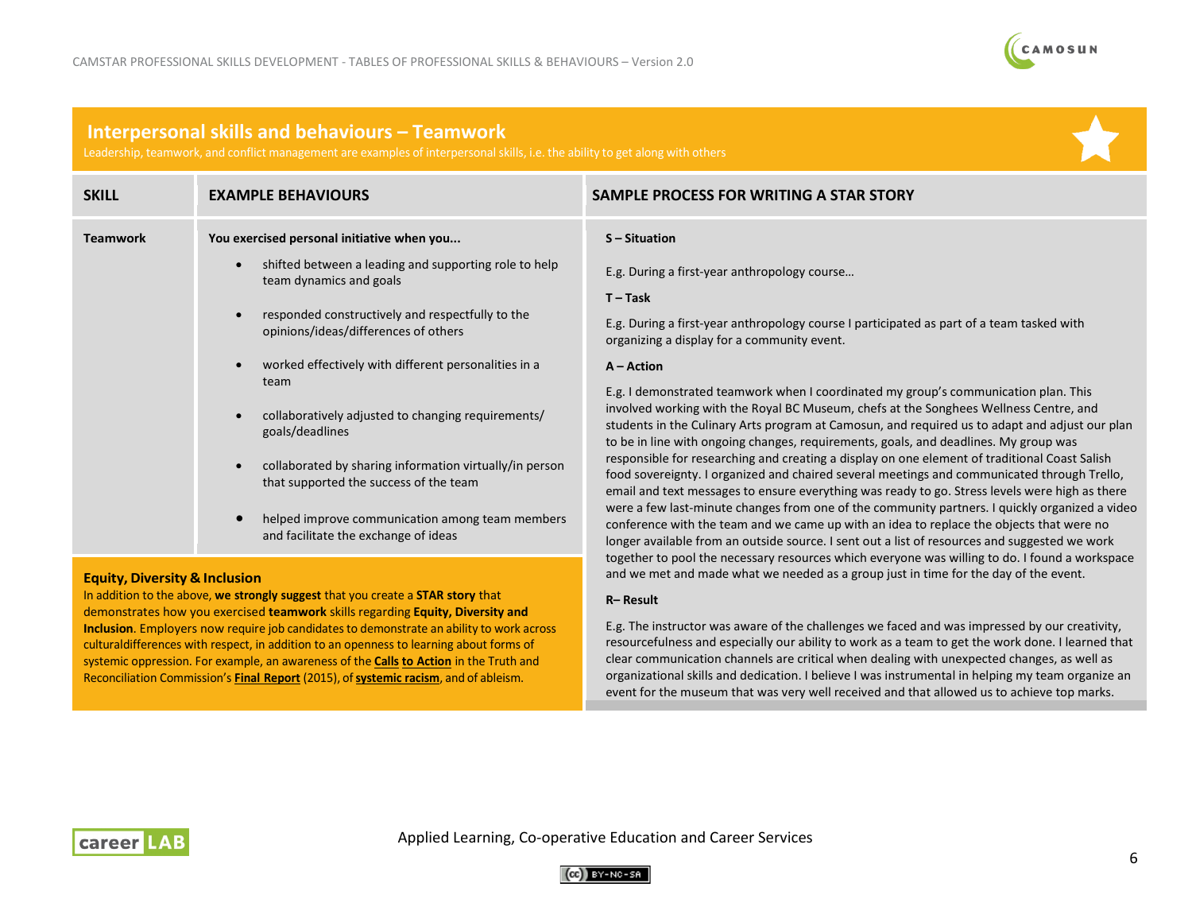## Interpersonal skills and behaviours – Teamwork

Leadership, teamwork, and conflict management are examples of interpersonal skills, i.e. the ability to get along with others

| SKILL | EXAMPLE BEHAVIOURS | SAMPLE PROCESS FOR WRITING A STAR STORY |
|---|---|---|
| **Teamwork** | **You exercised personal initiative when you...**<br>• shifted between a leading and supporting role to help team dynamics and goals<br>• responded constructively and respectfully to the opinions/ideas/differences of others<br>• worked effectively with different personalities in a team<br>• collaboratively adjusted to changing requirements/ goals/deadlines<br>• collaborated by sharing information virtually/in person that supported the success of the team<br>• helped improve communication among team members and facilitate the exchange of ideas | **S – Situation**<br>E.g. During a first-year anthropology course…<br>**T – Task**<br>E.g. During a first-year anthropology course I participated as part of a team tasked with organizing a display for a community event.<br>**A – Action**<br>E.g. I demonstrated teamwork when I coordinated my group's communication plan. This involved working with the Royal BC Museum, chefs at the Songhees Wellness Centre, and students in the Culinary Arts program at Camosun, and required us to adapt and adjust our plan to be in line with ongoing changes, requirements, goals, and deadlines. My group was responsible for researching and creating a display on one element of traditional Coast Salish food sovereignty. I organized and chaired several meetings and communicated through Trello, email and text messages to ensure everything was ready to go. Stress levels were high as there were a few last-minute changes from one of the community partners. I quickly organized a video conference with the team and we came up with an idea to replace the objects that were no longer available from an outside source. I sent out a list of resources and suggested we work together to pool the necessary resources which everyone was willing to do. I found a workspace and we met and made what we needed as a group just in time for the day of the event.<br>**R– Result**<br>E.g. The instructor was aware of the challenges we faced and was impressed by our creativity, resourcefulness and especially our ability to work as a team to get the work done. I learned that clear communication channels are critical when dealing with unexpected changes, as well as organizational skills and dedication. I believe I was instrumental in helping my team organize an event for the museum that was very well received and that allowed us to achieve top marks. |

**Equity, Diversity & Inclusion**

In addition to the above, **we strongly suggest** that you create a **STAR story** that demonstrates how you exercised **teamwork** skills regarding **Equity, Diversity and Inclusion**. Employers now require job candidates to demonstrate an ability to work across culturaldifferences with respect, in addition to an openness to learning about forms of systemic oppression. For example, an awareness of the **Calls to Action** in the Truth and Reconciliation Commission's **Final Report** (2015), of **systemic racism**, and of ableism.

Applied Learning, Co-operative Education and Career Services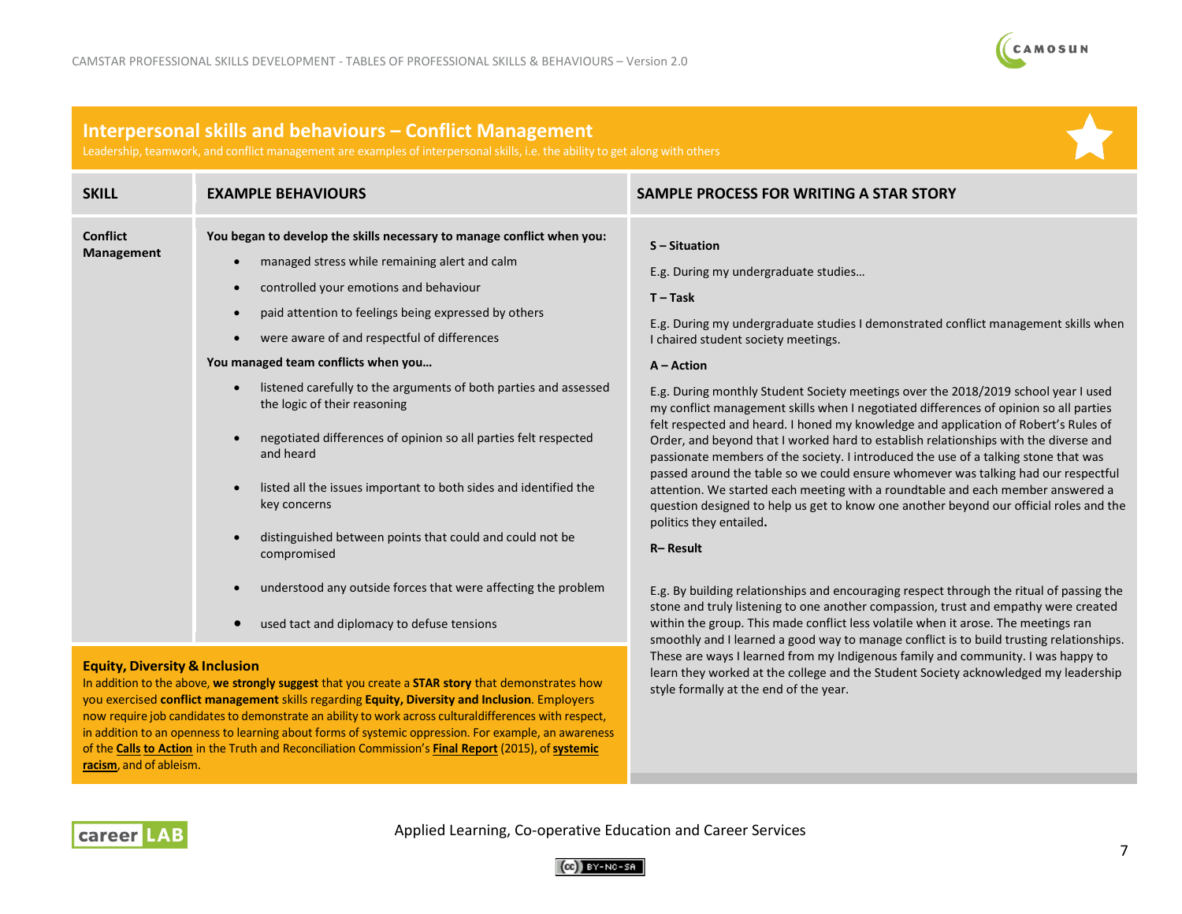## Interpersonal skills and behaviours – Conflict Management

Leadership, teamwork, and conflict management are examples of interpersonal skills, i.e. the ability to get along with others

| SKILL | EXAMPLE BEHAVIOURS | SAMPLE PROCESS FOR WRITING A STAR STORY |
|---|---|---|
| **Conflict Management** | **You began to develop the skills necessary to manage conflict when you:**<br>• managed stress while remaining alert and calm<br>• controlled your emotions and behaviour<br>• paid attention to feelings being expressed by others<br>• were aware of and respectful of differences<br>**You managed team conflicts when you…**<br>• listened carefully to the arguments of both parties and assessed the logic of their reasoning<br>• negotiated differences of opinion so all parties felt respected and heard<br>• listed all the issues important to both sides and identified the key concerns<br>• distinguished between points that could and could not be compromised<br>• understood any outside forces that were affecting the problem<br>• used tact and diplomacy to defuse tensions | **S – Situation**<br>E.g. During my undergraduate studies…<br>**T – Task**<br>E.g. During my undergraduate studies I demonstrated conflict management skills when I chaired student society meetings.<br>**A – Action**<br>E.g. During monthly Student Society meetings over the 2018/2019 school year I used my conflict management skills when I negotiated differences of opinion so all parties felt respected and heard. I honed my knowledge and application of Robert's Rules of Order, and beyond that I worked hard to establish relationships with the diverse and passionate members of the society. I introduced the use of a talking stone that was passed around the table so we could ensure whomever was talking had our respectful attention. We started each meeting with a roundtable and each member answered a question designed to help us get to know one another beyond our official roles and the politics they entailed.<br>**R– Result**<br>E.g. By building relationships and encouraging respect through the ritual of passing the stone and truly listening to one another compassion, trust and empathy were created within the group. This made conflict less volatile when it arose. The meetings ran smoothly and I learned a good way to manage conflict is to build trusting relationships. These are ways I learned from my Indigenous family and community. I was happy to learn they worked at the college and the Student Society acknowledged my leadership style formally at the end of the year. |

**Equity, Diversity & Inclusion**

In addition to the above, **we strongly suggest** that you create a **STAR story** that demonstrates how you exercised **conflict management** skills regarding **Equity, Diversity and Inclusion**. Employers now require job candidates to demonstrate an ability to work across culturaldifferences with respect, in addition to an openness to learning about forms of systemic oppression. For example, an awareness of the **Calls to Action** in the Truth and Reconciliation Commission's **Final Report** (2015), of **systemic racism**, and of ableism.

Applied Learning, Co-operative Education and Career Services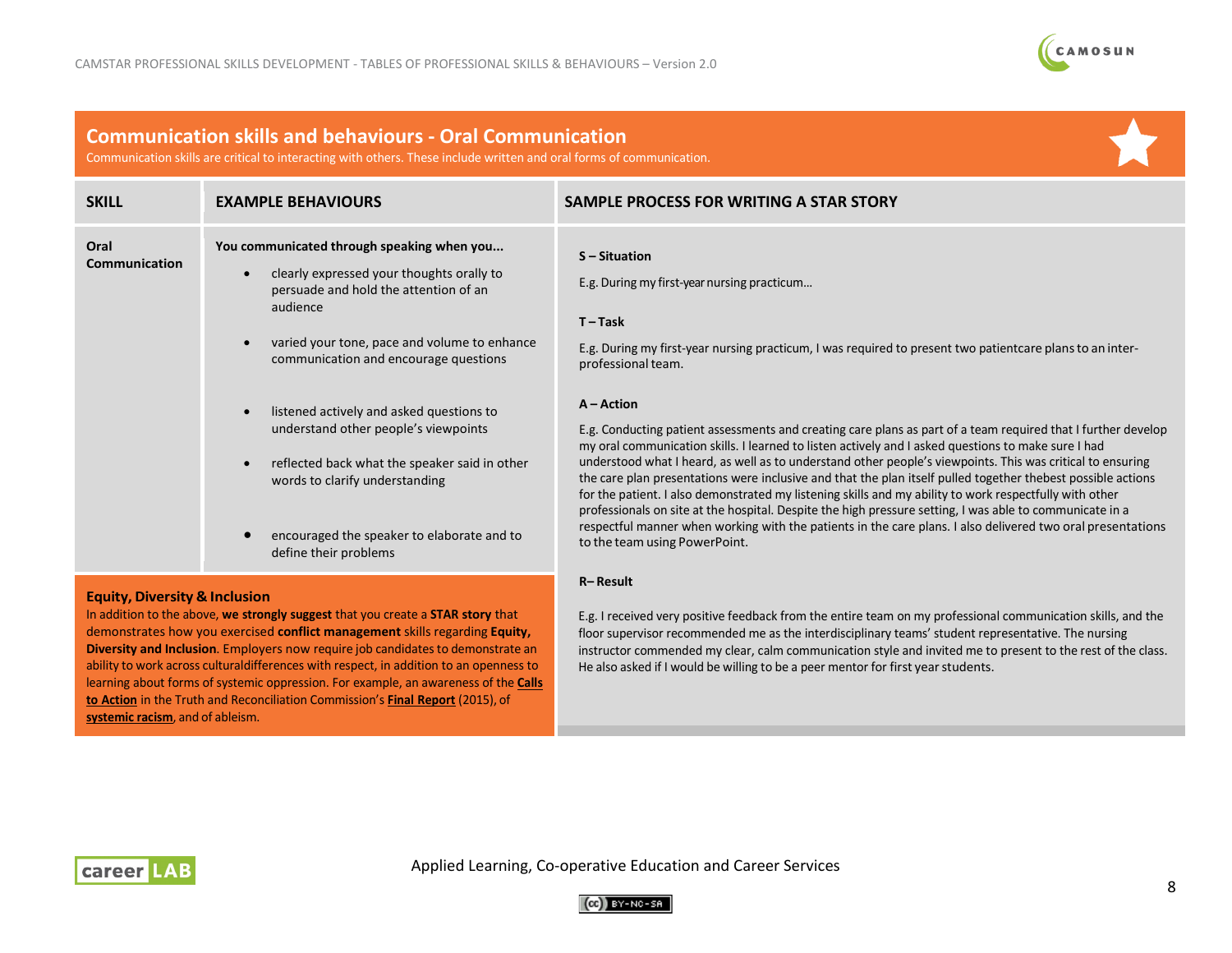## Communication skills and behaviours - Oral Communication

Communication skills are critical to interacting with others. These include written and oral forms of communication.

| SKILL | EXAMPLE BEHAVIOURS | SAMPLE PROCESS FOR WRITING A STAR STORY |
|---|---|---|
| **Oral Communication** | **You communicated through speaking when you...**<br><br>• clearly expressed your thoughts orally to persuade and hold the attention of an audience<br><br>• varied your tone, pace and volume to enhance communication and encourage questions<br><br>• listened actively and asked questions to understand other people's viewpoints<br><br>• reflected back what the speaker said in other words to clarify understanding<br><br>• encouraged the speaker to elaborate and to define their problems | **S – Situation**<br><br>E.g. During my first-year nursing practicum...<br><br>**T – Task**<br><br>E.g. During my first-year nursing practicum, I was required to present two patientcare plans to an inter-professional team.<br><br>**A – Action**<br><br>E.g. Conducting patient assessments and creating care plans as part of a team required that I further develop my oral communication skills. I learned to listen actively and I asked questions to make sure I had understood what I heard, as well as to understand other people's viewpoints. This was critical to ensuring the care plan presentations were inclusive and that the plan itself pulled together thebest possible actions for the patient. I also demonstrated my listening skills and my ability to work respectfully with other professionals on site at the hospital. Despite the high pressure setting, I was able to communicate in a respectful manner when working with the patients in the care plans. I also delivered two oral presentations to the team using PowerPoint.<br><br>**R– Result**<br><br>E.g. I received very positive feedback from the entire team on my professional communication skills, and the floor supervisor recommended me as the interdisciplinary teams' student representative. The nursing instructor commended my clear, calm communication style and invited me to present to the rest of the class. He also asked if I would be willing to be a peer mentor for first year students. |

**Equity, Diversity & Inclusion**

In addition to the above, **we strongly suggest** that you create a **STAR story** that demonstrates how you exercised **conflict management** skills regarding **Equity, Diversity and Inclusion**. Employers now require job candidates to demonstrate an ability to work across culturaldifferences with respect, in addition to an openness to learning about forms of systemic oppression. For example, an awareness of the **Calls to Action** in the Truth and Reconciliation Commission's **Final Report** (2015), of **systemic racism**, and of ableism.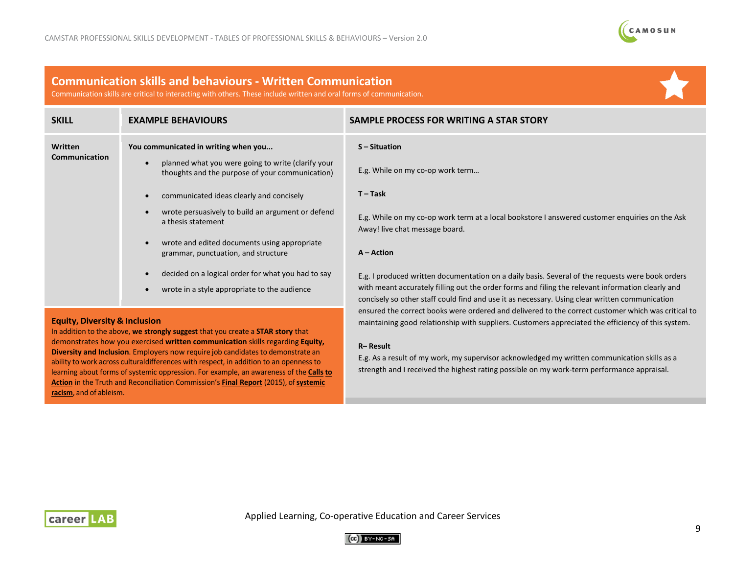## Communication skills and behaviours - Written Communication

Communication skills are critical to interacting with others. These include written and oral forms of communication.

| SKILL | EXAMPLE BEHAVIOURS | SAMPLE PROCESS FOR WRITING A STAR STORY |
|---|---|---|
| **Written Communication** | **You communicated in writing when you...**<br>• planned what you were going to write (clarify your thoughts and the purpose of your communication)<br>• communicated ideas clearly and concisely<br>• wrote persuasively to build an argument or defend a thesis statement<br>• wrote and edited documents using appropriate grammar, punctuation, and structure<br>• decided on a logical order for what you had to say<br>• wrote in a style appropriate to the audience | **S – Situation**<br>E.g. While on my co-op work term…<br>**T – Task**<br>E.g. While on my co-op work term at a local bookstore I answered customer enquiries on the Ask Away! live chat message board.<br>**A – Action**<br>E.g. I produced written documentation on a daily basis. Several of the requests were book orders with meant accurately filling out the order forms and filing the relevant information clearly and concisely so other staff could find and use it as necessary. Using clear written communication ensured the correct books were ordered and delivered to the correct customer which was critical to maintaining good relationship with suppliers. Customers appreciated the efficiency of this system.<br>**R– Result**<br>E.g. As a result of my work, my supervisor acknowledged my written communication skills as a strength and I received the highest rating possible on my work-term performance appraisal. |

**Equity, Diversity & Inclusion**

In addition to the above, **we strongly suggest** that you create a **STAR story** that demonstrates how you exercised **written communication** skills regarding **Equity, Diversity and Inclusion**. Employers now require job candidates to demonstrate an ability to work across culturaldifferences with respect, in addition to an openness to learning about forms of systemic oppression. For example, an awareness of the **Calls to Action** in the Truth and Reconciliation Commission's **Final Report** (2015), of **systemic racism**, and of ableism.

Applied Learning, Co-operative Education and Career Services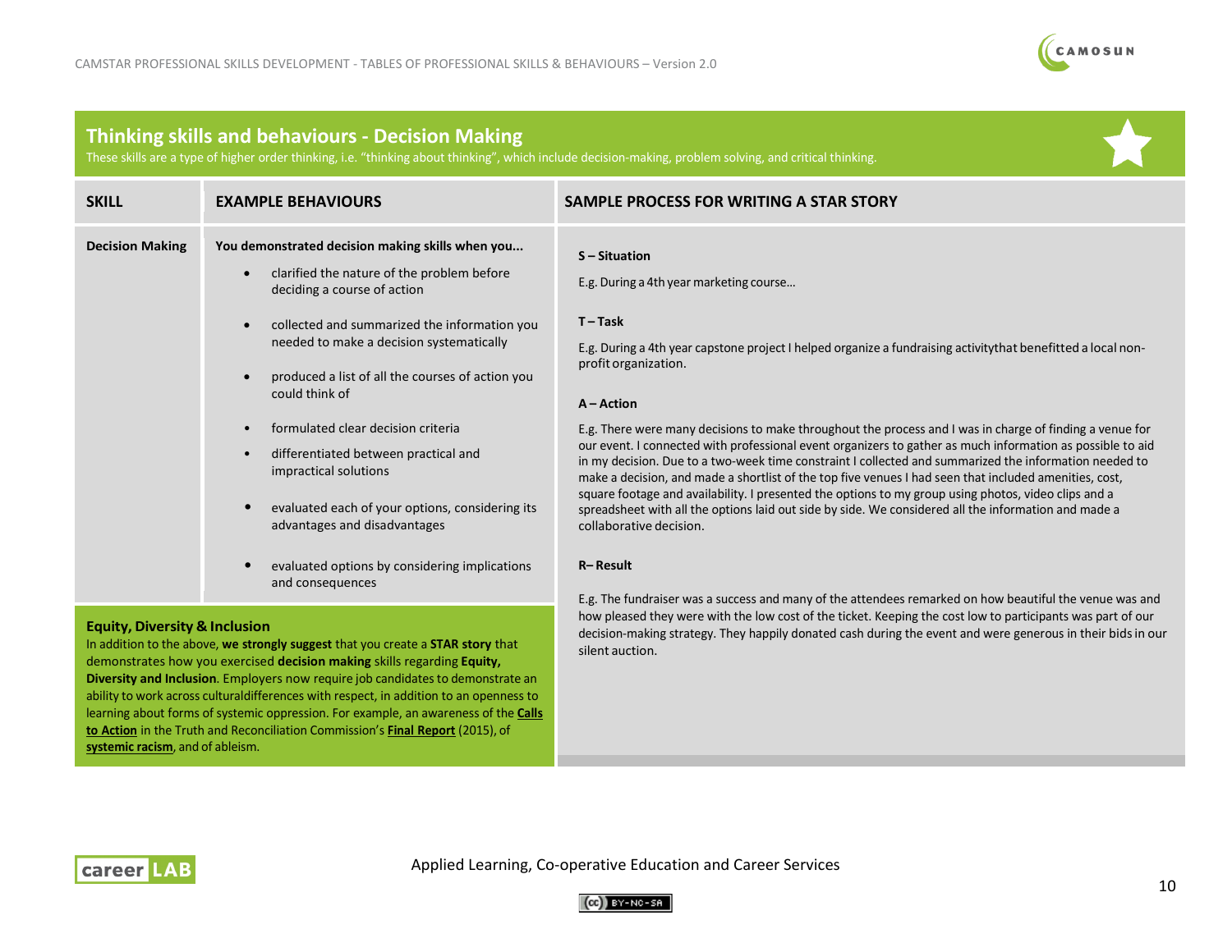## Thinking skills and behaviours - Decision Making

These skills are a type of higher order thinking, i.e. "thinking about thinking", which include decision-making, problem solving, and critical thinking.

| SKILL | EXAMPLE BEHAVIOURS | SAMPLE PROCESS FOR WRITING A STAR STORY |
|---|---|---|
| **Decision Making** | **You demonstrated decision making skills when you...**<br>• clarified the nature of the problem before deciding a course of action<br>• collected and summarized the information you needed to make a decision systematically<br>• produced a list of all the courses of action you could think of<br>• formulated clear decision criteria<br>• differentiated between practical and impractical solutions<br>• evaluated each of your options, considering its advantages and disadvantages<br>• evaluated options by considering implications and consequences | **S – Situation**<br>E.g. During a 4th year marketing course…<br>**T – Task**<br>E.g. During a 4th year capstone project I helped organize a fundraising activitythat benefitted a local non-profit organization.<br>**A – Action**<br>E.g. There were many decisions to make throughout the process and I was in charge of finding a venue for our event. I connected with professional event organizers to gather as much information as possible to aid in my decision. Due to a two-week time constraint I collected and summarized the information needed to make a decision, and made a shortlist of the top five venues I had seen that included amenities, cost, square footage and availability. I presented the options to my group using photos, video clips and a spreadsheet with all the options laid out side by side. We considered all the information and made a collaborative decision.<br>**R– Result**<br>E.g. The fundraiser was a success and many of the attendees remarked on how beautiful the venue was and how pleased they were with the low cost of the ticket. Keeping the cost low to participants was part of our decision-making strategy. They happily donated cash during the event and were generous in their bids in our silent auction. |

**Equity, Diversity & Inclusion**

In addition to the above, **we strongly suggest** that you create a **STAR story** that demonstrates how you exercised **decision making** skills regarding **Equity, Diversity and Inclusion**. Employers now require job candidates to demonstrate an ability to work across culturaldifferences with respect, in addition to an openness to learning about forms of systemic oppression. For example, an awareness of the **Calls to Action** in the Truth and Reconciliation Commission's **Final Report** (2015), of **systemic racism**, and of ableism.

Applied Learning, Co-operative Education and Career Services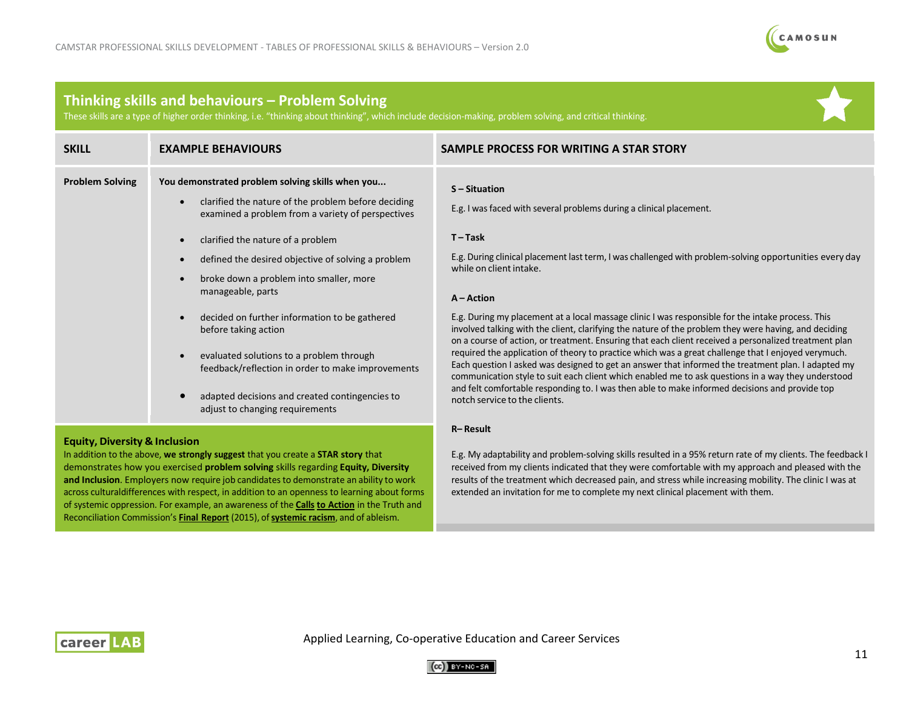## Thinking skills and behaviours – Problem Solving

These skills are a type of higher order thinking, i.e. "thinking about thinking", which include decision-making, problem solving, and critical thinking.

| SKILL | EXAMPLE BEHAVIOURS | SAMPLE PROCESS FOR WRITING A STAR STORY |
|---|---|---|
| **Problem Solving** | **You demonstrated problem solving skills when you...**<br>• clarified the nature of the problem before deciding examined a problem from a variety of perspectives<br>• clarified the nature of a problem<br>• defined the desired objective of solving a problem<br>• broke down a problem into smaller, more manageable, parts<br>• decided on further information to be gathered before taking action<br>• evaluated solutions to a problem through feedback/reflection in order to make improvements<br>• adapted decisions and created contingencies to adjust to changing requirements | **S – Situation**<br>E.g. I was faced with several problems during a clinical placement.<br>**T – Task**<br>E.g. During clinical placement last term, I was challenged with problem-solving opportunities every day while on client intake.<br>**A – Action**<br>E.g. During my placement at a local massage clinic I was responsible for the intake process. This involved talking with the client, clarifying the nature of the problem they were having, and deciding on a course of action, or treatment. Ensuring that each client received a personalized treatment plan required the application of theory to practice which was a great challenge that I enjoyed verymuch. Each question I asked was designed to get an answer that informed the treatment plan. I adapted my communication style to suit each client which enabled me to ask questions in a way they understood and felt comfortable responding to. I was then able to make informed decisions and provide top notch service to the clients.<br>**R– Result**<br>E.g. My adaptability and problem-solving skills resulted in a 95% return rate of my clients. The feedback I received from my clients indicated that they were comfortable with my approach and pleased with the results of the treatment which decreased pain, and stress while increasing mobility. The clinic I was at extended an invitation for me to complete my next clinical placement with them. |

### Equity, Diversity & Inclusion

In addition to the above, **we strongly suggest** that you create a **STAR story** that demonstrates how you exercised **problem solving** skills regarding **Equity, Diversity and Inclusion**. Employers now require job candidates to demonstrate an ability to work across culturaldifferences with respect, in addition to an openness to learning about forms of systemic oppression. For example, an awareness of the **Calls to Action** in the Truth and Reconciliation Commission's **Final Report** (2015), of **systemic racism**, and of ableism.

Applied Learning, Co-operative Education and Career Services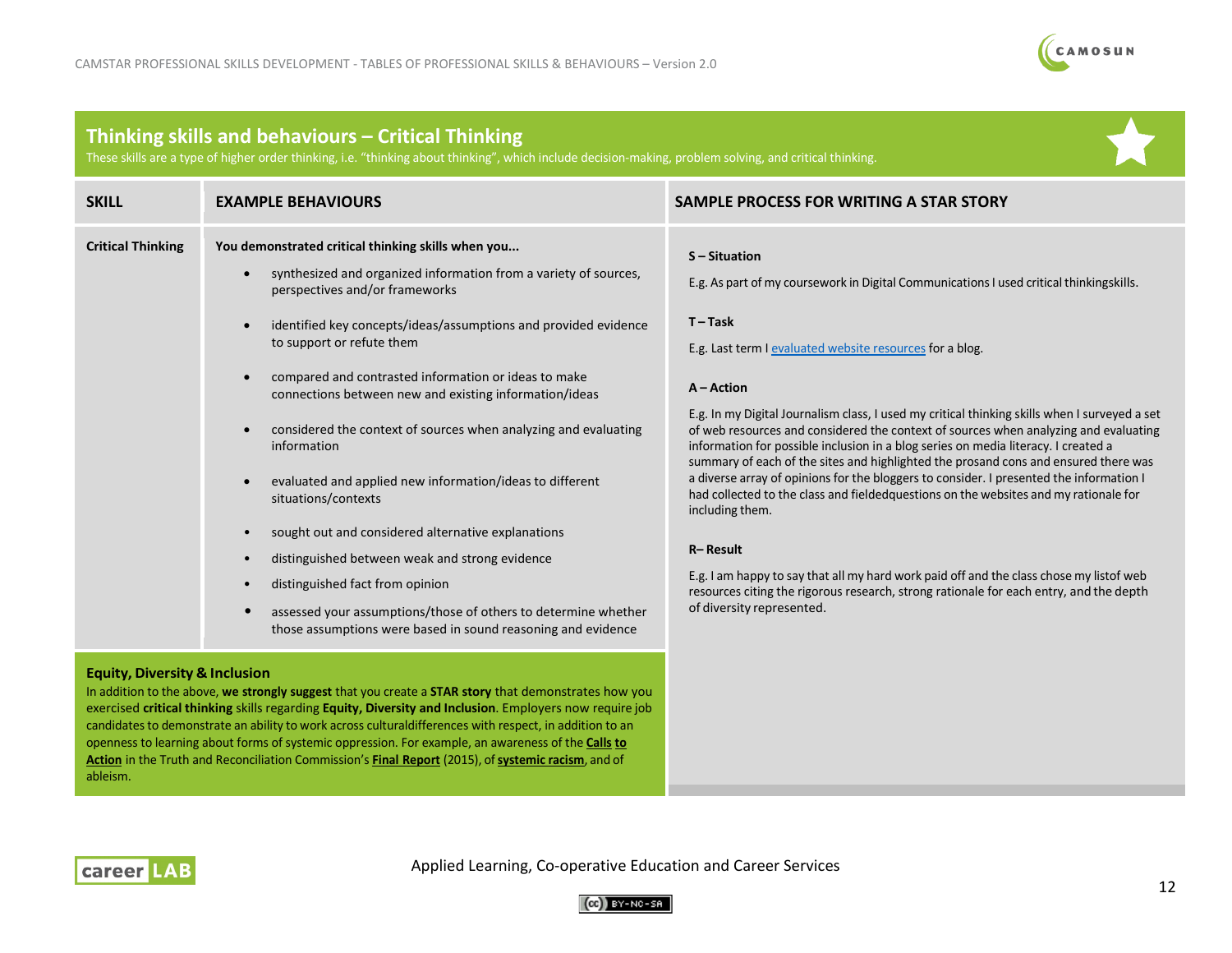## Thinking skills and behaviours – Critical Thinking

These skills are a type of higher order thinking, i.e. "thinking about thinking", which include decision-making, problem solving, and critical thinking.

| SKILL | EXAMPLE BEHAVIOURS | SAMPLE PROCESS FOR WRITING A STAR STORY |
|---|---|---|
| **Critical Thinking** | **You demonstrated critical thinking skills when you...**<br>• synthesized and organized information from a variety of sources, perspectives and/or frameworks<br>• identified key concepts/ideas/assumptions and provided evidence to support or refute them<br>• compared and contrasted information or ideas to make connections between new and existing information/ideas<br>• considered the context of sources when analyzing and evaluating information<br>• evaluated and applied new information/ideas to different situations/contexts<br>• sought out and considered alternative explanations<br>• distinguished between weak and strong evidence<br>• distinguished fact from opinion<br>• assessed your assumptions/those of others to determine whether those assumptions were based in sound reasoning and evidence | **S – Situation**<br>E.g. As part of my coursework in Digital Communications I used critical thinkingskills.<br>**T – Task**<br>E.g. Last term I evaluated website resources for a blog.<br>**A – Action**<br>E.g. In my Digital Journalism class, I used my critical thinking skills when I surveyed a set of web resources and considered the context of sources when analyzing and evaluating information for possible inclusion in a blog series on media literacy. I created a summary of each of the sites and highlighted the prosand cons and ensured there was a diverse array of opinions for the bloggers to consider. I presented the information I had collected to the class and fieldedquestions on the websites and my rationale for including them.<br>**R– Result**<br>E.g. I am happy to say that all my hard work paid off and the class chose my listof web resources citing the rigorous research, strong rationale for each entry, and the depth of diversity represented. |

**Equity, Diversity & Inclusion**

In addition to the above, **we strongly suggest** that you create a **STAR story** that demonstrates how you exercised **critical thinking** skills regarding **Equity, Diversity and Inclusion**. Employers now require job candidates to demonstrate an ability to work across culturaldifferences with respect, in addition to an openness to learning about forms of systemic oppression. For example, an awareness of the **Calls to Action** in the Truth and Reconciliation Commission's **Final Report** (2015), of **systemic racism**, and of ableism.

Applied Learning, Co-operative Education and Career Services